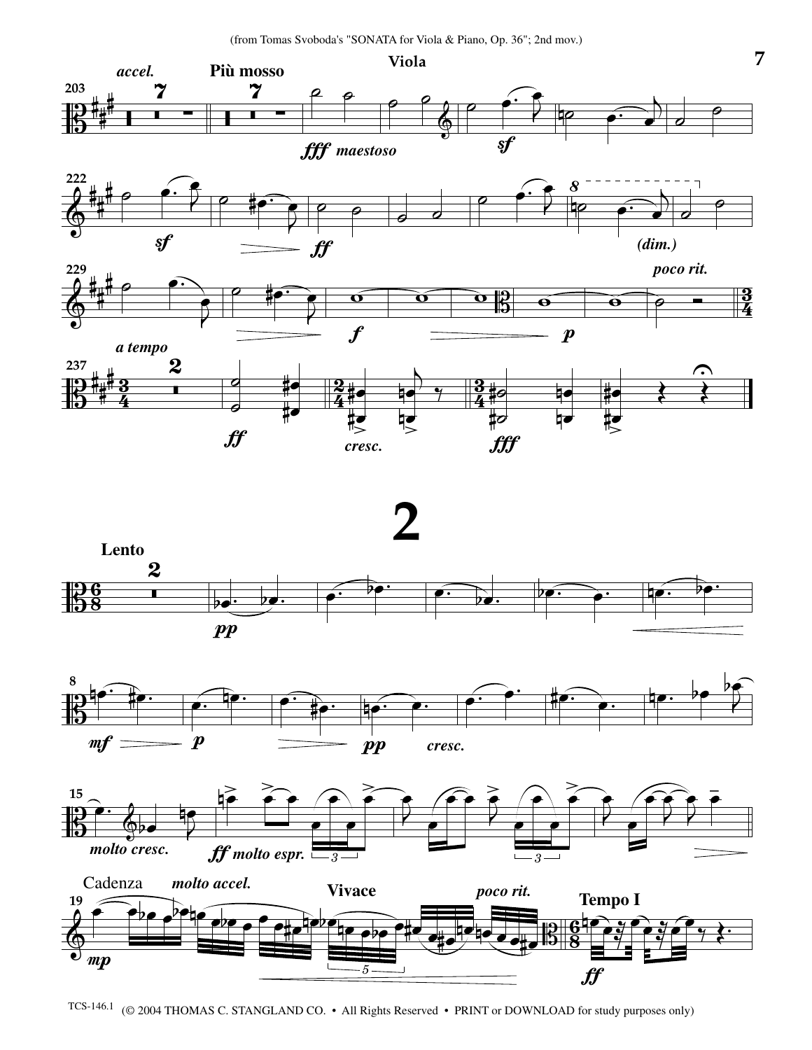Viola

# 2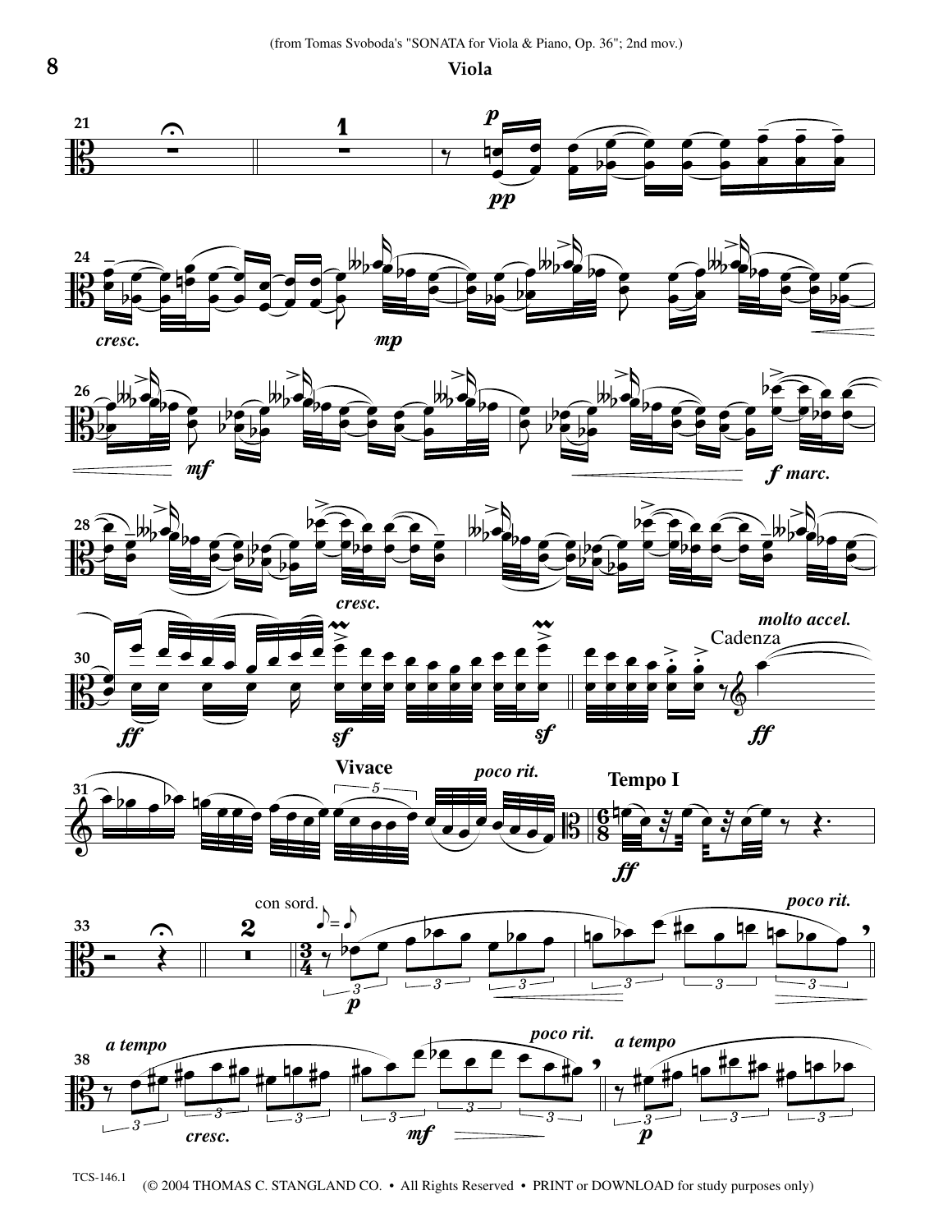(from Tomas Svoboda's "SONATA for Viola & Piano, Op. 36"; 2nd mov.)

**Viola**

(© 2004 THOMAS C. STANGLAND CO. • All Rights Reserved • PRINT or DOWNLOAD for study purposes only)